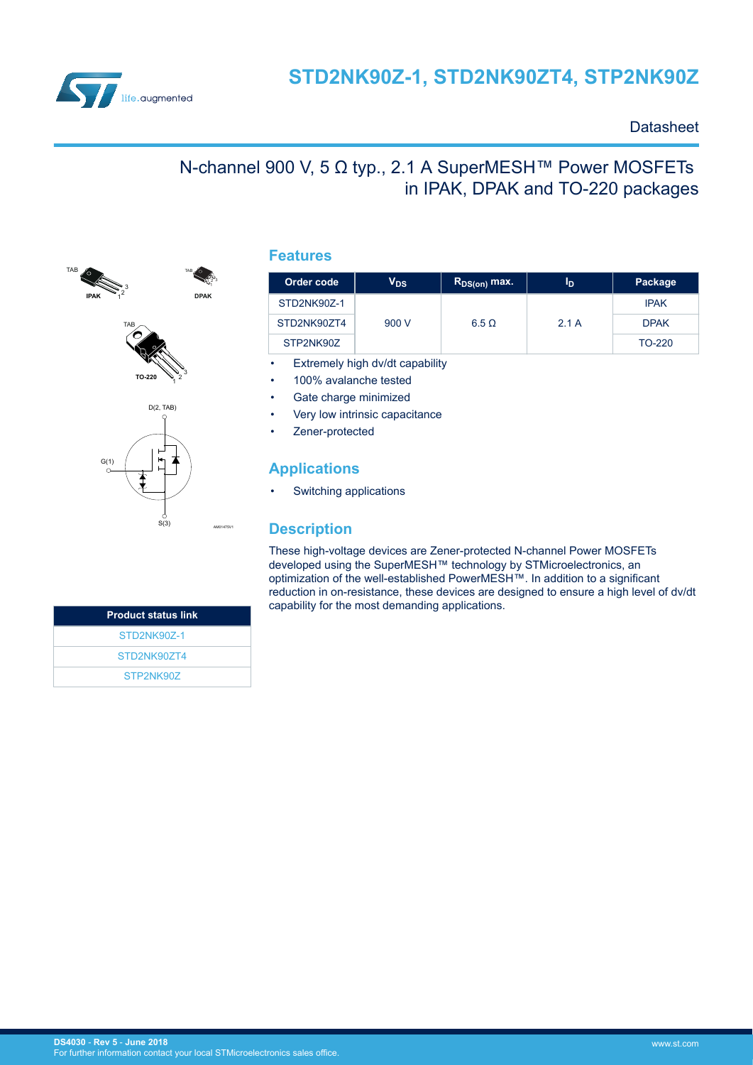# STD2NK90Z-1, STD2NK90ZT4, STP2NK90Z

Datasheet

## N-channel 900 V, 5 Ω typ., 2.1 A SuperMESH™ Power MOSFETs in IPAK, DPAK and TO-220 packages

TAB IPAK 1 2 3 | TAB DPAK | TAB TO-220 1 2 3

D(2, TAB) | G(1) | S(3)

AM01475V1

## Features

| Order code | $V_{DS}$ | $R_{DS(on)}$ max. | $I_D$ | Package |
|---|---|---|---|---|
| STD2NK90Z-1 | 900 V | 6.5 Ω | 2.1 A | IPAK |
| STD2NK90ZT4 | | | | DPAK |
| STP2NK90Z | | | | TO-220 |

- Extremely high dv/dt capability
- 100% avalanche tested
- Gate charge minimized
- Very low intrinsic capacitance
- Zener-protected

## Applications

- Switching applications

## Description

These high-voltage devices are Zener-protected N-channel Power MOSFETs developed using the SuperMESH™ technology by STMicroelectronics, an optimization of the well-established PowerMESH™. In addition to a significant reduction in on-resistance, these devices are designed to ensure a high level of dv/dt capability for the most demanding applications.

| Product status link |
|---|
| STD2NK90Z-1 |
| STD2NK90ZT4 |
| STP2NK90Z |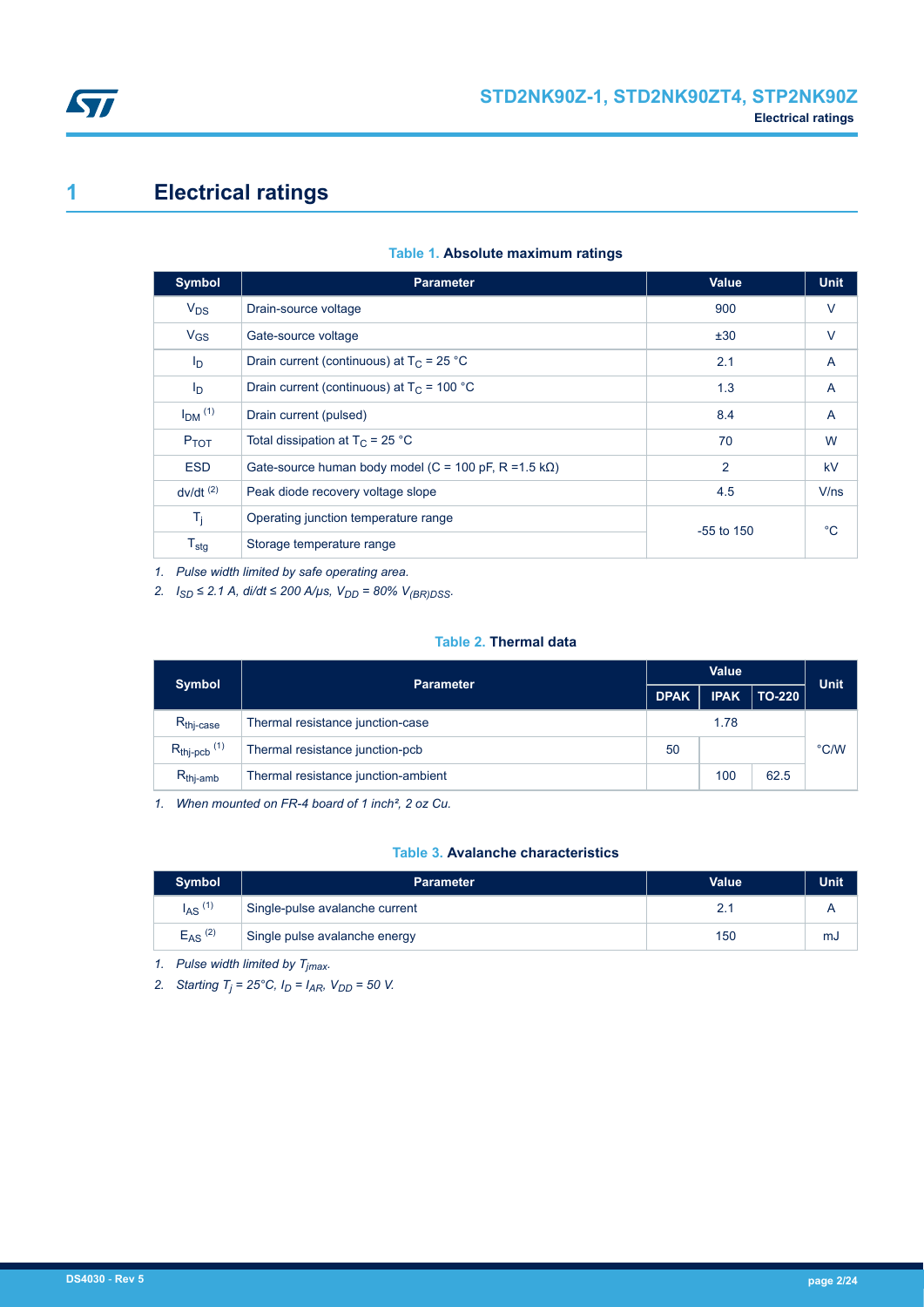# 1 Electrical ratings

**Table 1. Absolute maximum ratings**

| Symbol | Parameter | Value | Unit |
|---|---|---|---|
| $V_{DS}$ | Drain-source voltage | 900 | V |
| $V_{GS}$ | Gate-source voltage | ±30 | V |
| $I_D$ | Drain current (continuous) at $T_C$ = 25 °C | 2.1 | A |
| $I_D$ | Drain current (continuous) at $T_C$ = 100 °C | 1.3 | A |
| $I_{DM}$ (1) | Drain current (pulsed) | 8.4 | A |
| $P_{TOT}$ | Total dissipation at $T_C$ = 25 °C | 70 | W |
| ESD | Gate-source human body model (C = 100 pF, R =1.5 kΩ) | 2 | kV |
| dv/dt (2) | Peak diode recovery voltage slope | 4.5 | V/ns |
| $T_j$ | Operating junction temperature range | -55 to 150 | °C |
| $T_{stg}$ | Storage temperature range | | |

1. *Pulse width limited by safe operating area.*
2. *$I_{SD}$ ≤ 2.1 A, di/dt ≤ 200 A/µs, $V_{DD}$ = 80% $V_{(BR)DSS}$.*

**Table 2. Thermal data**

| Symbol | Parameter | Value | | | Unit |
|---|---|---|---|---|---|
| | | DPAK | IPAK | TO-220 | |
| $R_{thj-case}$ | Thermal resistance junction-case | 1.78 | | | °C/W |
| $R_{thj-pcb}$ (1) | Thermal resistance junction-pcb | 50 | | | |
| $R_{thj-amb}$ | Thermal resistance junction-ambient | | 100 | 62.5 | |

1. *When mounted on FR-4 board of 1 inch², 2 oz Cu.*

**Table 3. Avalanche characteristics**

| Symbol | Parameter | Value | Unit |
|---|---|---|---|
| $I_{AS}$ (1) | Single-pulse avalanche current | 2.1 | A |
| $E_{AS}$ (2) | Single pulse avalanche energy | 150 | mJ |

1. *Pulse width limited by $T_{jmax}$.*
2. *Starting $T_j$ = 25°C, $I_D$ = $I_{AR}$, $V_{DD}$ = 50 V.*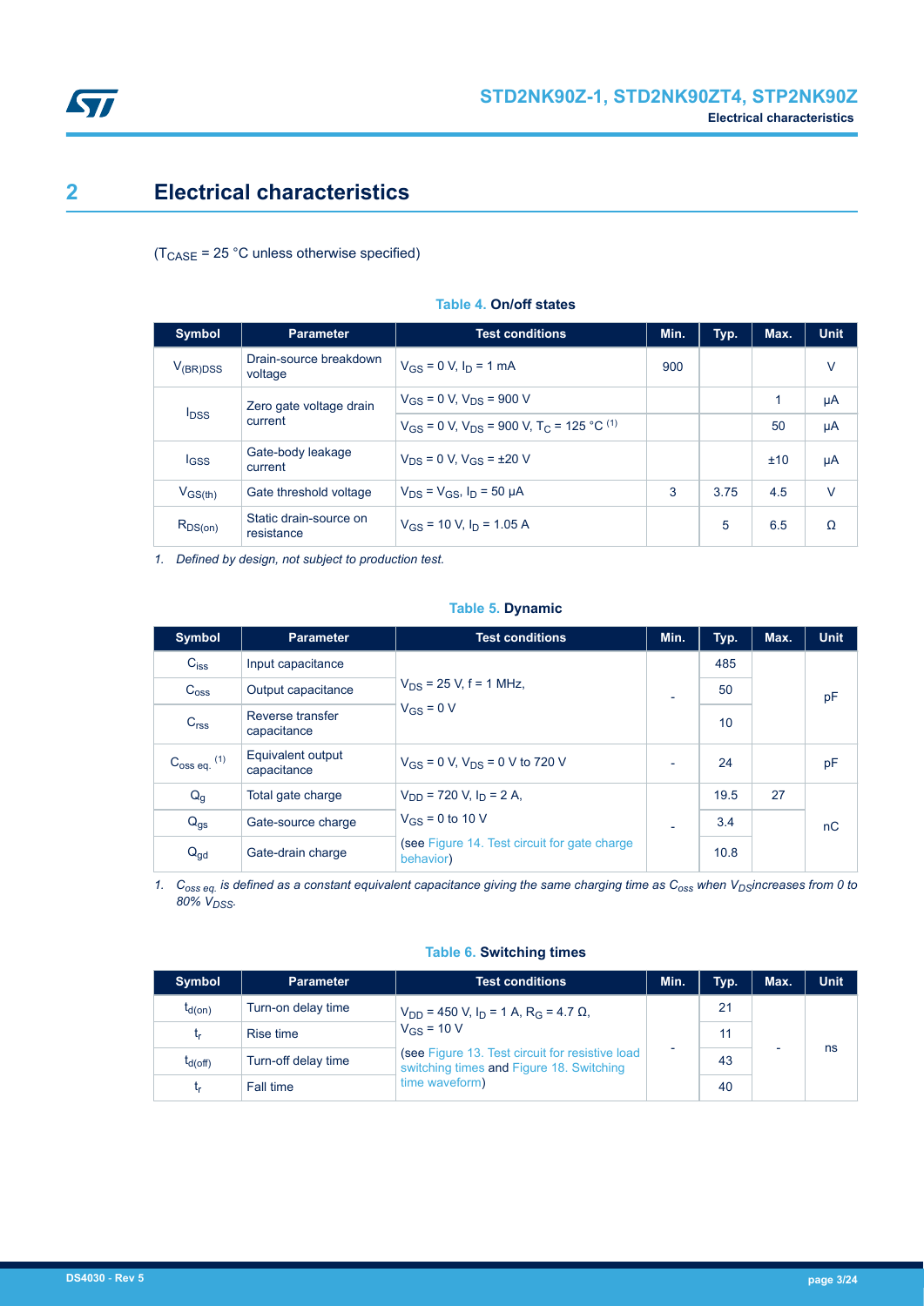# 2 Electrical characteristics

($T_{CASE}$ = 25 °C unless otherwise specified)

**Table 4. On/off states**

| Symbol | Parameter | Test conditions | Min. | Typ. | Max. | Unit |
|---|---|---|---|---|---|---|
| $V_{(BR)DSS}$ | Drain-source breakdown voltage | $V_{GS}$ = 0 V, $I_D$ = 1 mA | 900 | | | V |
| $I_{DSS}$ | Zero gate voltage drain current | $V_{GS}$ = 0 V, $V_{DS}$ = 900 V | | | 1 | µA |
| | | $V_{GS}$ = 0 V, $V_{DS}$ = 900 V, $T_C$ = 125 °C [1] | | | 50 | µA |
| $I_{GSS}$ | Gate-body leakage current | $V_{DS}$ = 0 V, $V_{GS}$ = ±20 V | | | ±10 | µA |
| $V_{GS(th)}$ | Gate threshold voltage | $V_{DS}$ = $V_{GS}$, $I_D$ = 50 µA | 3 | 3.75 | 4.5 | V |
| $R_{DS(on)}$ | Static drain-source on resistance | $V_{GS}$ = 10 V, $I_D$ = 1.05 A | | 5 | 6.5 | Ω |

1. *Defined by design, not subject to production test.*

**Table 5. Dynamic**

| Symbol | Parameter | Test conditions | Min. | Typ. | Max. | Unit |
|---|---|---|---|---|---|---|
| $C_{iss}$ | Input capacitance | $V_{DS}$ = 25 V, f = 1 MHz, $V_{GS}$ = 0 V | - | 485 | | pF |
| $C_{oss}$ | Output capacitance | | | 50 | | |
| $C_{rss}$ | Reverse transfer capacitance | | | 10 | | |
| $C_{oss\ eq.}$ [1] | Equivalent output capacitance | $V_{GS}$ = 0 V, $V_{DS}$ = 0 V to 720 V | - | 24 | | pF |
| $Q_g$ | Total gate charge | $V_{DD}$ = 720 V, $I_D$ = 2 A, $V_{GS}$ = 0 to 10 V (see Figure 14. Test circuit for gate charge behavior) | - | 19.5 | 27 | nC |
| $Q_{gs}$ | Gate-source charge | | | 3.4 | | |
| $Q_{gd}$ | Gate-drain charge | | | 10.8 | | |

1. *$C_{oss\ eq.}$ is defined as a constant equivalent capacitance giving the same charging time as $C_{oss}$ when $V_{DS}$ increases from 0 to 80% $V_{DSS}$.*

**Table 6. Switching times**

| Symbol | Parameter | Test conditions | Min. | Typ. | Max. | Unit |
|---|---|---|---|---|---|---|
| $t_{d(on)}$ | Turn-on delay time | $V_{DD}$ = 450 V, $I_D$ = 1 A, $R_G$ = 4.7 Ω, $V_{GS}$ = 10 V (see Figure 13. Test circuit for resistive load switching times and Figure 18. Switching time waveform) | - | 21 | - | ns |
| $t_r$ | Rise time | | | 11 | | |
| $t_{d(off)}$ | Turn-off delay time | | | 43 | | |
| $t_f$ | Fall time | | | 40 | | |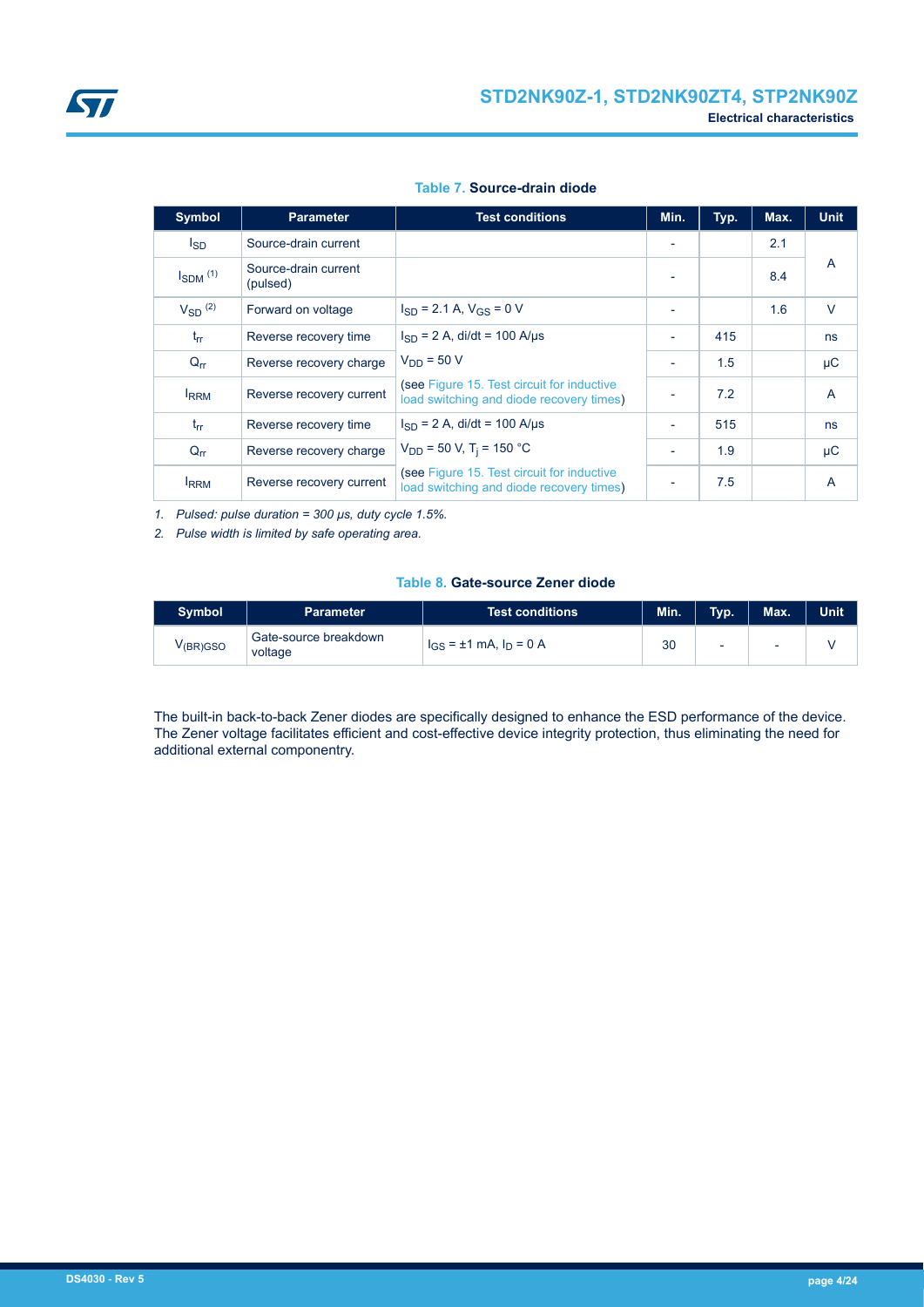**Table 7. Source-drain diode**

| Symbol | Parameter | Test conditions | Min. | Typ. | Max. | Unit |
|---|---|---|---|---|---|---|
| $I_{SD}$ | Source-drain current | | - | | 2.1 | A |
| $I_{SDM}$ (1) | Source-drain current (pulsed) | | - | | 8.4 | A |
| $V_{SD}$ (2) | Forward on voltage | $I_{SD}$ = 2.1 A, $V_{GS}$ = 0 V | - | | 1.6 | V |
| $t_{rr}$ | Reverse recovery time | $I_{SD}$ = 2 A, di/dt = 100 A/µs | - | 415 | | ns |
| $Q_{rr}$ | Reverse recovery charge | $V_{DD}$ = 50 V | - | 1.5 | | µC |
| $I_{RRM}$ | Reverse recovery current | (see Figure 15. Test circuit for inductive load switching and diode recovery times) | - | 7.2 | | A |
| $t_{rr}$ | Reverse recovery time | $I_{SD}$ = 2 A, di/dt = 100 A/µs | - | 515 | | ns |
| $Q_{rr}$ | Reverse recovery charge | $V_{DD}$ = 50 V, $T_j$ = 150 °C | - | 1.9 | | µC |
| $I_{RRM}$ | Reverse recovery current | (see Figure 15. Test circuit for inductive load switching and diode recovery times) | - | 7.5 | | A |

*1. Pulsed: pulse duration = 300 µs, duty cycle 1.5%.*

*2. Pulse width is limited by safe operating area.*

**Table 8. Gate-source Zener diode**

| Symbol | Parameter | Test conditions | Min. | Typ. | Max. | Unit |
|---|---|---|---|---|---|---|
| $V_{(BR)GSO}$ | Gate-source breakdown voltage | $I_{GS}$ = ±1 mA, $I_D$ = 0 A | 30 | - | - | V |

The built-in back-to-back Zener diodes are specifically designed to enhance the ESD performance of the device. The Zener voltage facilitates efficient and cost-effective device integrity protection, thus eliminating the need for additional external componentry.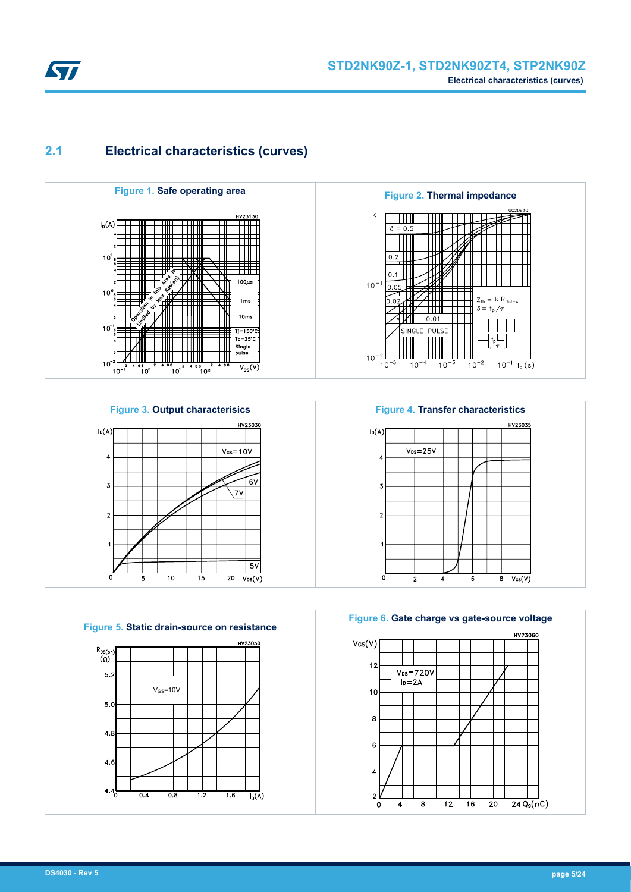## 2.1 Electrical characteristics (curves)

**Figure 1.** Safe operating area

**Figure 2.** Thermal impedance

**Figure 3.** Output characterisics

**Figure 4.** Transfer characteristics

**Figure 5.** Static drain-source on resistance

**Figure 6.** Gate charge vs gate-source voltage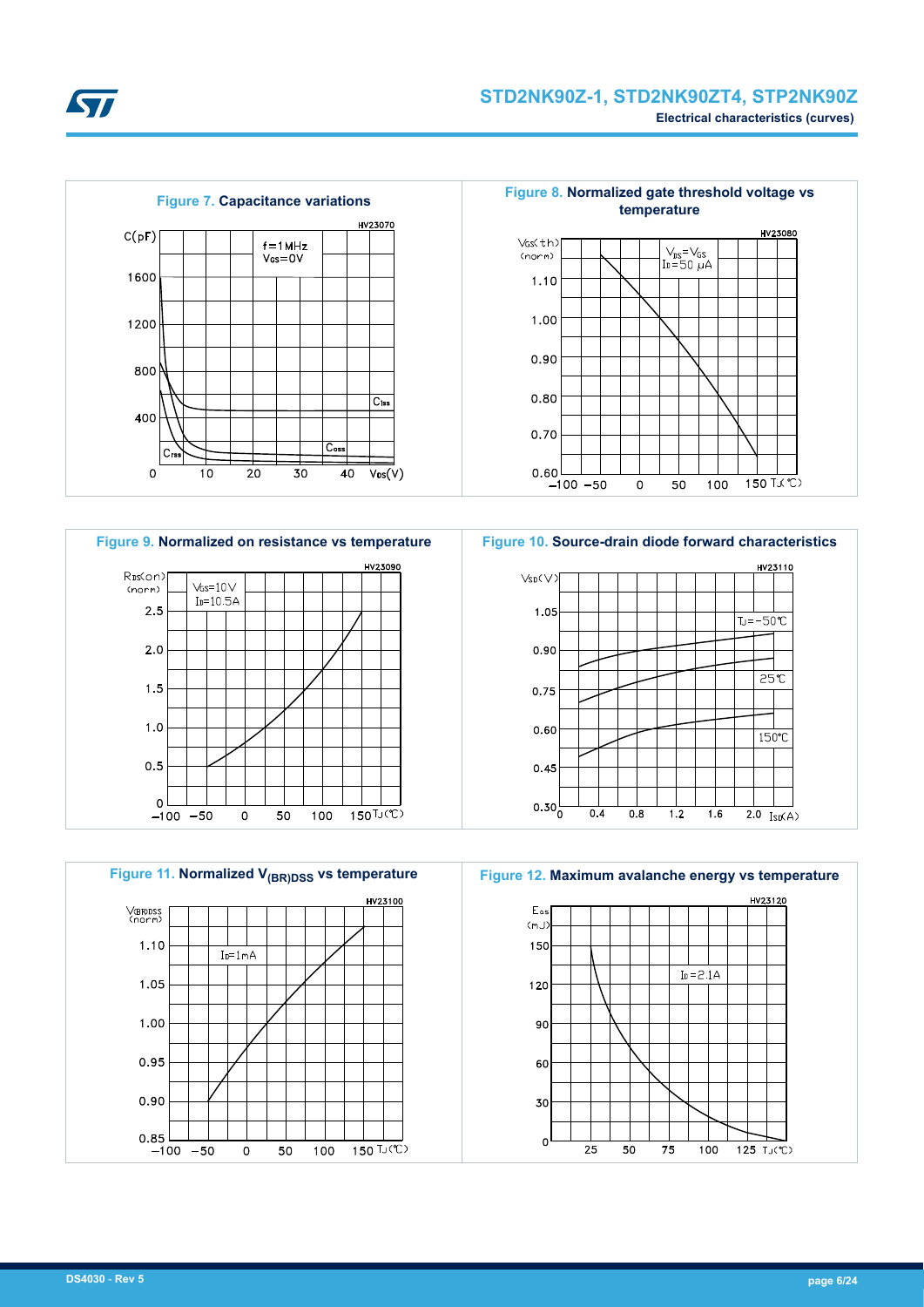**Figure 7.** Capacitance variations

**Figure 8.** Normalized gate threshold voltage vs temperature

**Figure 9.** Normalized on resistance vs temperature

**Figure 10.** Source-drain diode forward characteristics

**Figure 11.** Normalized $V_{(BR)DSS}$ vs temperature

**Figure 12.** Maximum avalanche energy vs temperature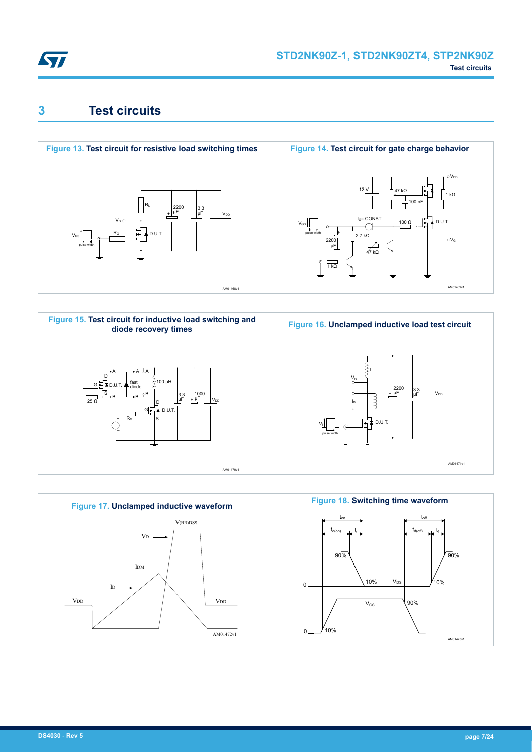# 3 Test circuits

**Figure 13. Test circuit for resistive load switching times**

**Figure 14. Test circuit for gate charge behavior**

**Figure 15. Test circuit for inductive load switching and diode recovery times**

**Figure 16. Unclamped inductive load test circuit**

**Figure 17. Unclamped inductive waveform**

**Figure 18. Switching time waveform**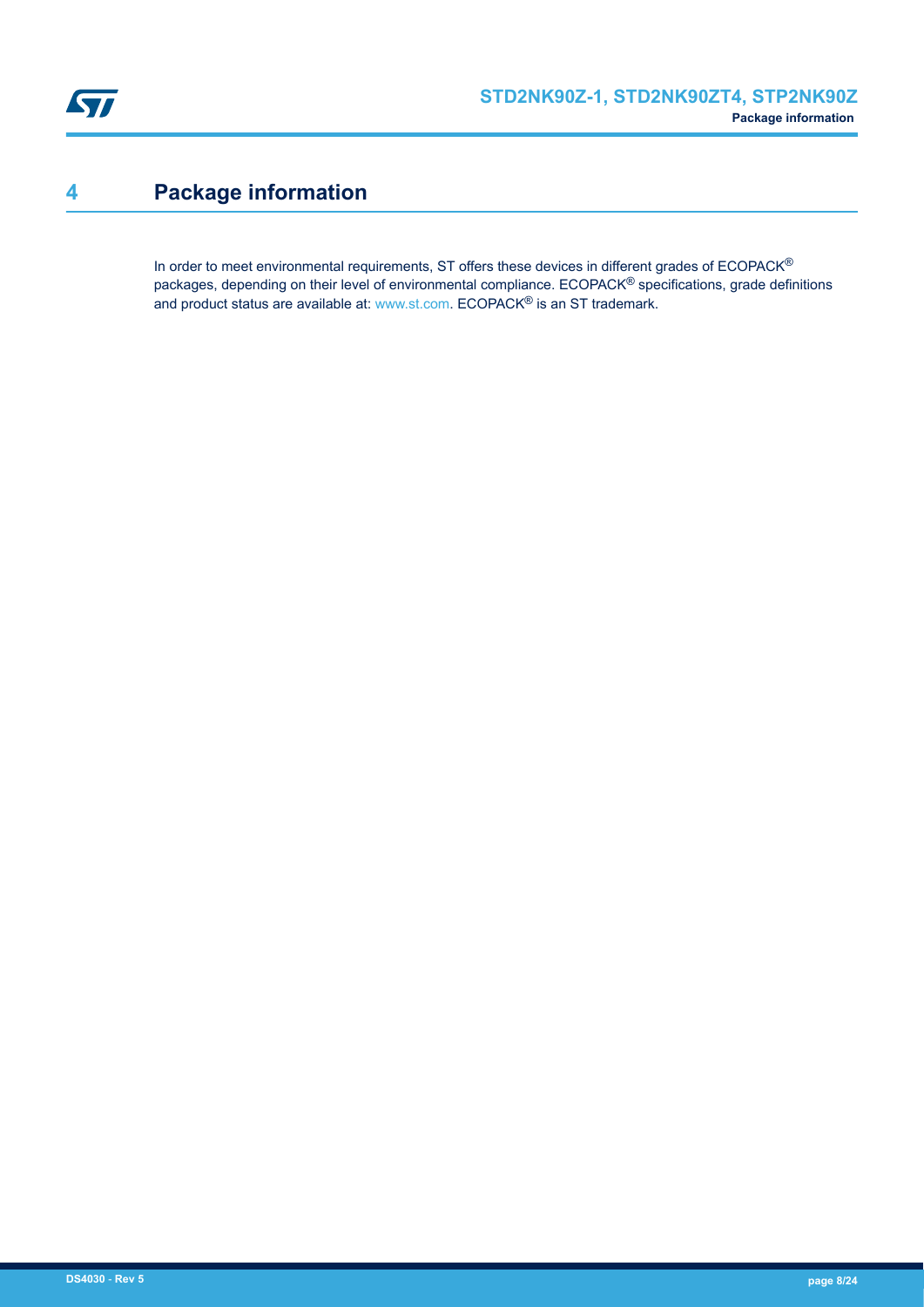# 4 Package information

In order to meet environmental requirements, ST offers these devices in different grades of ECOPACK® packages, depending on their level of environmental compliance. ECOPACK® specifications, grade definitions and product status are available at: www.st.com. ECOPACK® is an ST trademark.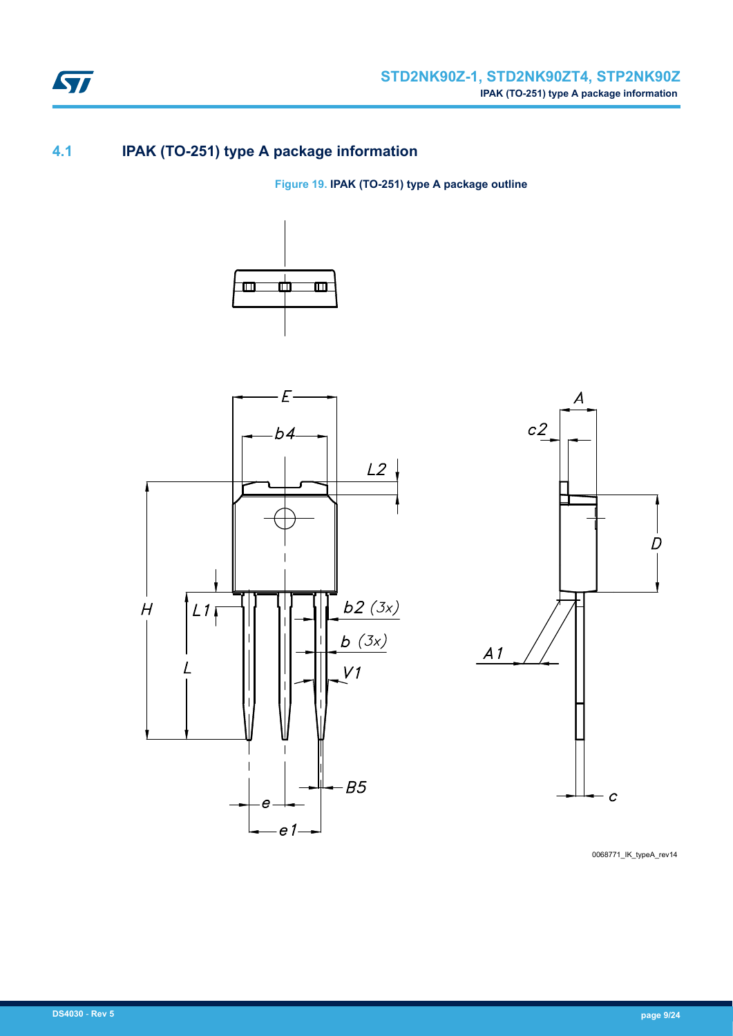## 4.1 IPAK (TO-251) type A package information

Figure 19. IPAK (TO-251) type A package outline

0068771_IK_typeA_rev14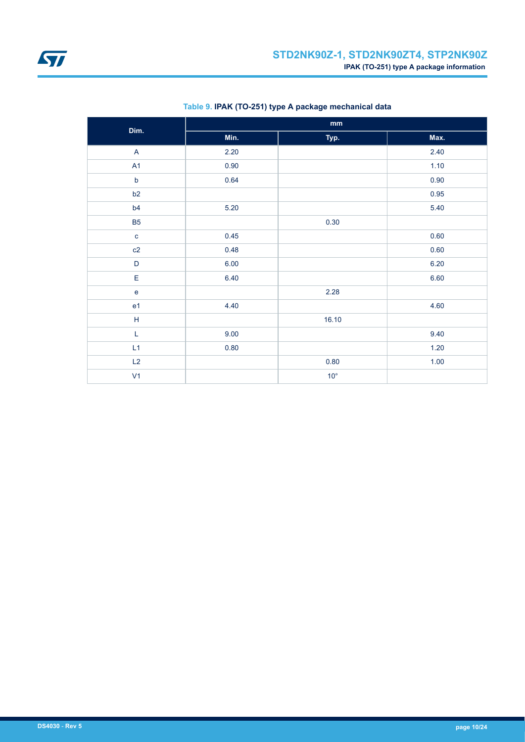Table 9. **IPAK (TO-251) type A package mechanical data**

| Dim. | mm | | |
|---|---|---|---|
| | Min. | Typ. | Max. |
| A | 2.20 | | 2.40 |
| A1 | 0.90 | | 1.10 |
| b | 0.64 | | 0.90 |
| b2 | | | 0.95 |
| b4 | 5.20 | | 5.40 |
| B5 | | 0.30 | |
| c | 0.45 | | 0.60 |
| c2 | 0.48 | | 0.60 |
| D | 6.00 | | 6.20 |
| E | 6.40 | | 6.60 |
| e | | 2.28 | |
| e1 | 4.40 | | 4.60 |
| H | | 16.10 | |
| L | 9.00 | | 9.40 |
| L1 | 0.80 | | 1.20 |
| L2 | | 0.80 | 1.00 |
| V1 | | 10° | |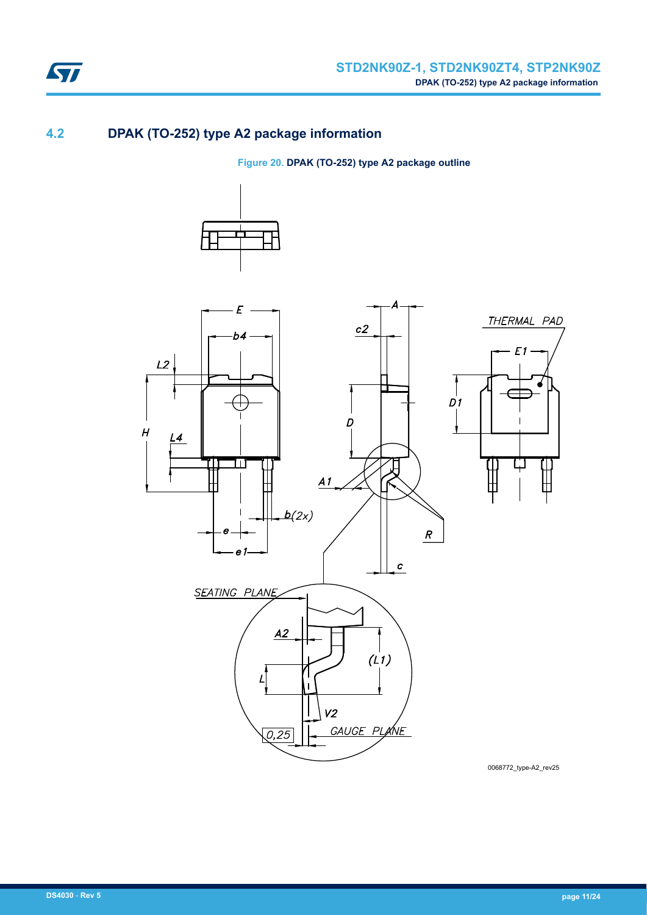## 4.2 DPAK (TO-252) type A2 package information

**Figure 20.** DPAK (TO-252) type A2 package outline

0068772_type-A2_rev25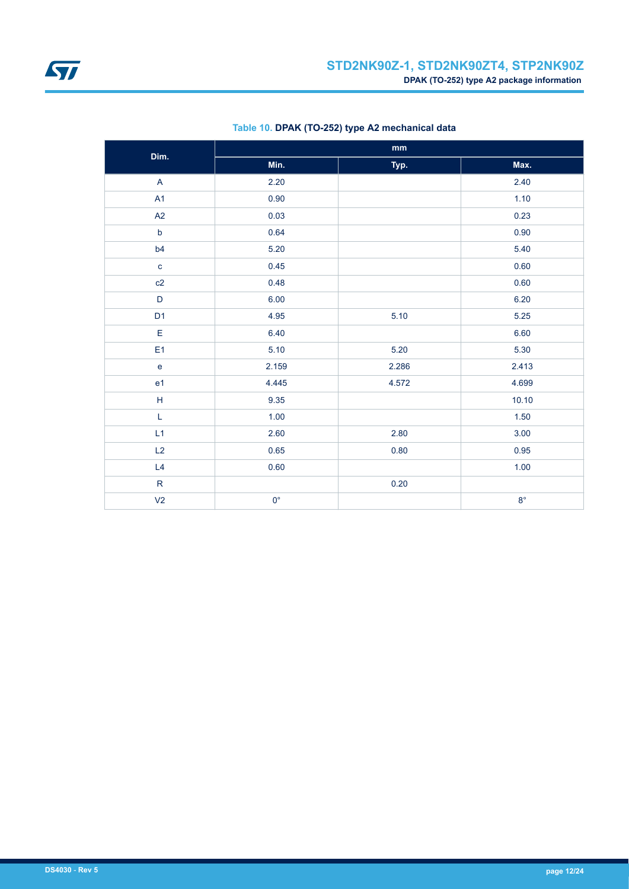Table 10. **DPAK (TO-252) type A2 mechanical data**

| Dim. | mm | | |
|---|---|---|---|
| | Min. | Typ. | Max. |
| A | 2.20 | | 2.40 |
| A1 | 0.90 | | 1.10 |
| A2 | 0.03 | | 0.23 |
| b | 0.64 | | 0.90 |
| b4 | 5.20 | | 5.40 |
| c | 0.45 | | 0.60 |
| c2 | 0.48 | | 0.60 |
| D | 6.00 | | 6.20 |
| D1 | 4.95 | 5.10 | 5.25 |
| E | 6.40 | | 6.60 |
| E1 | 5.10 | 5.20 | 5.30 |
| e | 2.159 | 2.286 | 2.413 |
| e1 | 4.445 | 4.572 | 4.699 |
| H | 9.35 | | 10.10 |
| L | 1.00 | | 1.50 |
| L1 | 2.60 | 2.80 | 3.00 |
| L2 | 0.65 | 0.80 | 0.95 |
| L4 | 0.60 | | 1.00 |
| R | | 0.20 | |
| V2 | 0° | | 8° |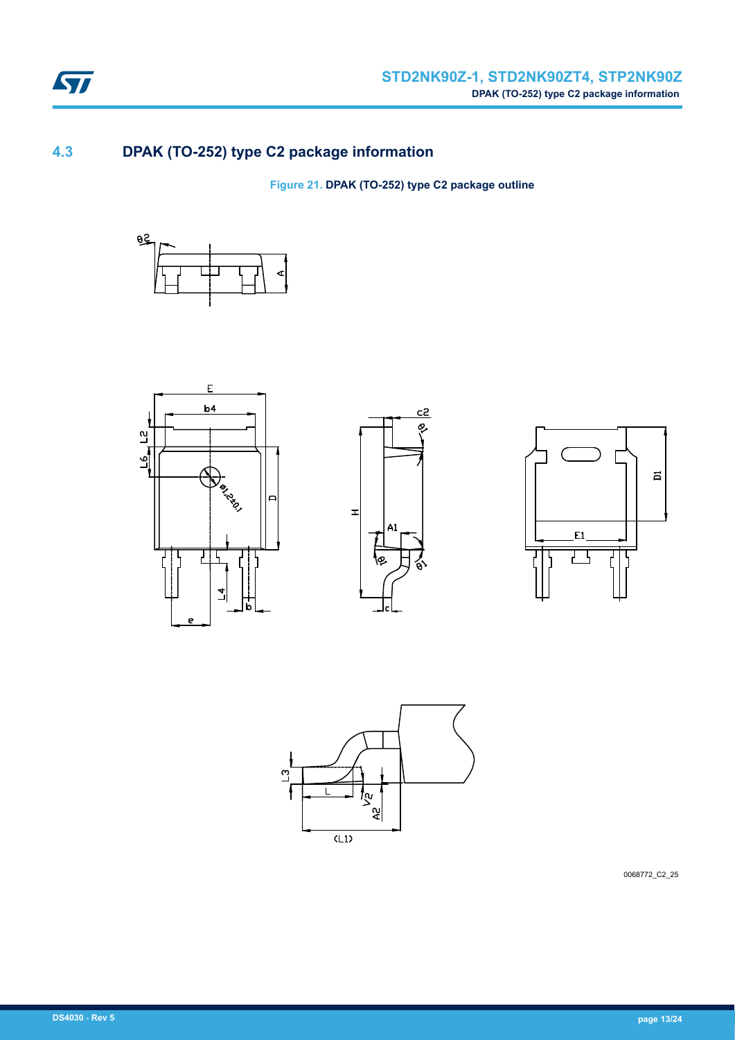## 4.3 DPAK (TO-252) type C2 package information

Figure 21. DPAK (TO-252) type C2 package outline

0068772_C2_25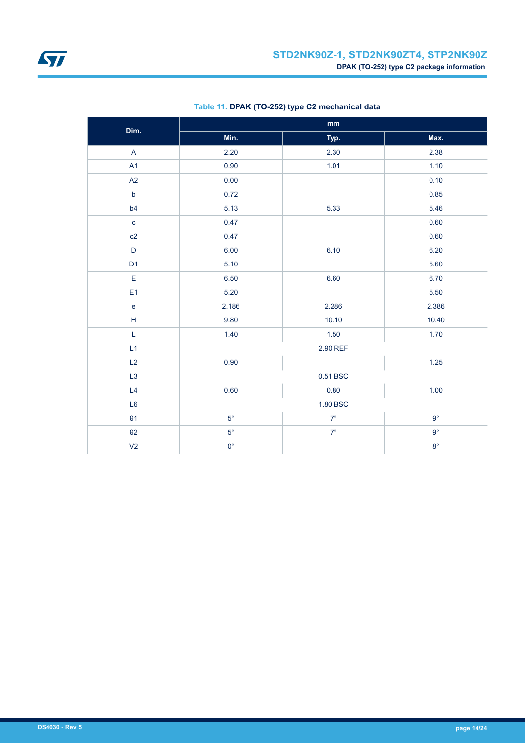**Table 11. DPAK (TO-252) type C2 mechanical data**

| Dim. | mm | | |
|---|---|---|---|
| | Min. | Typ. | Max. |
| A | 2.20 | 2.30 | 2.38 |
| A1 | 0.90 | 1.01 | 1.10 |
| A2 | 0.00 | | 0.10 |
| b | 0.72 | | 0.85 |
| b4 | 5.13 | 5.33 | 5.46 |
| c | 0.47 | | 0.60 |
| c2 | 0.47 | | 0.60 |
| D | 6.00 | 6.10 | 6.20 |
| D1 | 5.10 | | 5.60 |
| E | 6.50 | 6.60 | 6.70 |
| E1 | 5.20 | | 5.50 |
| e | 2.186 | 2.286 | 2.386 |
| H | 9.80 | 10.10 | 10.40 |
| L | 1.40 | 1.50 | 1.70 |
| L1 | | 2.90 REF | |
| L2 | 0.90 | | 1.25 |
| L3 | | 0.51 BSC | |
| L4 | 0.60 | 0.80 | 1.00 |
| L6 | | 1.80 BSC | |
| θ1 | 5° | 7° | 9° |
| θ2 | 5° | 7° | 9° |
| V2 | 0° | | 8° |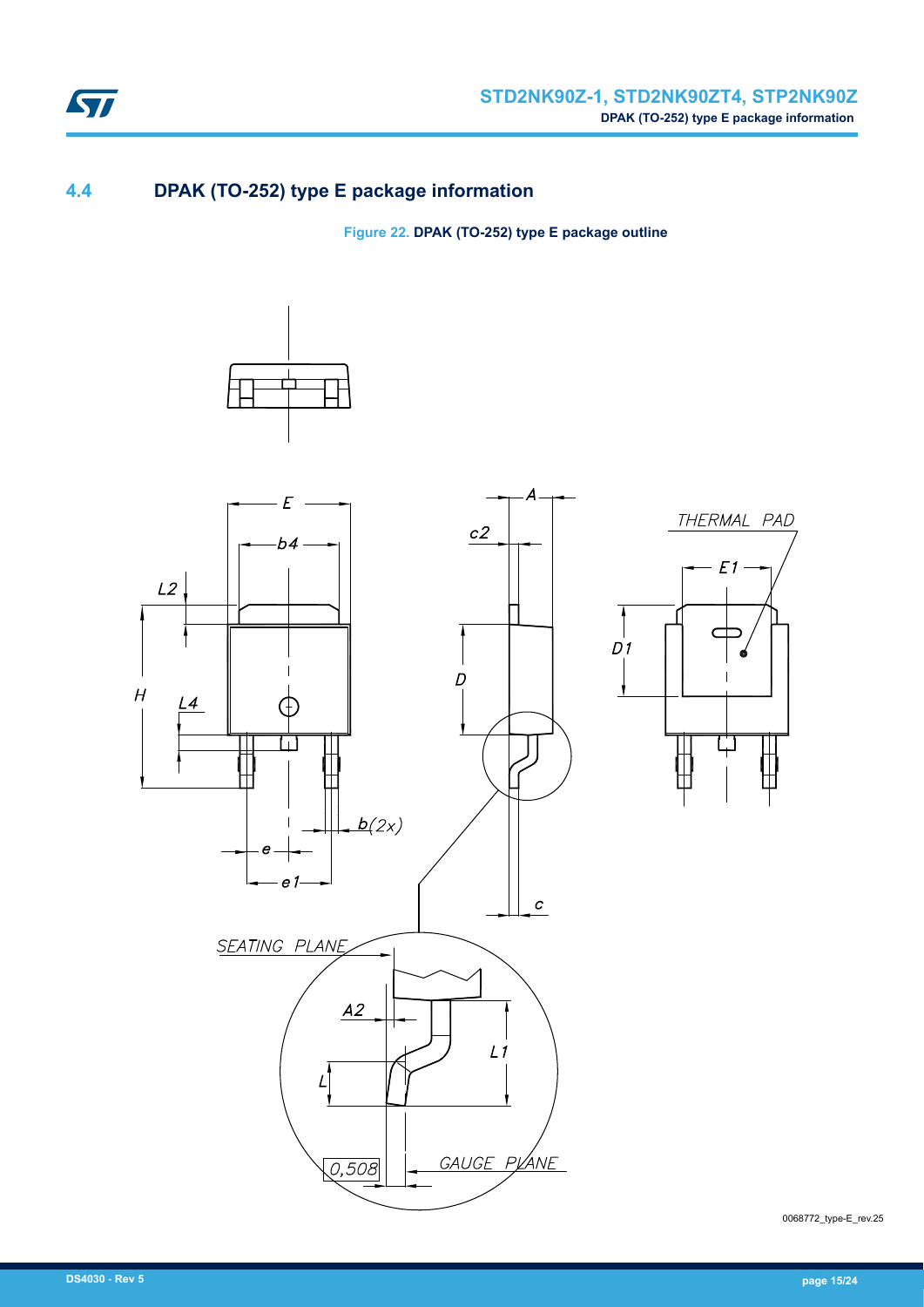## 4.4 DPAK (TO-252) type E package information

**Figure 22. DPAK (TO-252) type E package outline**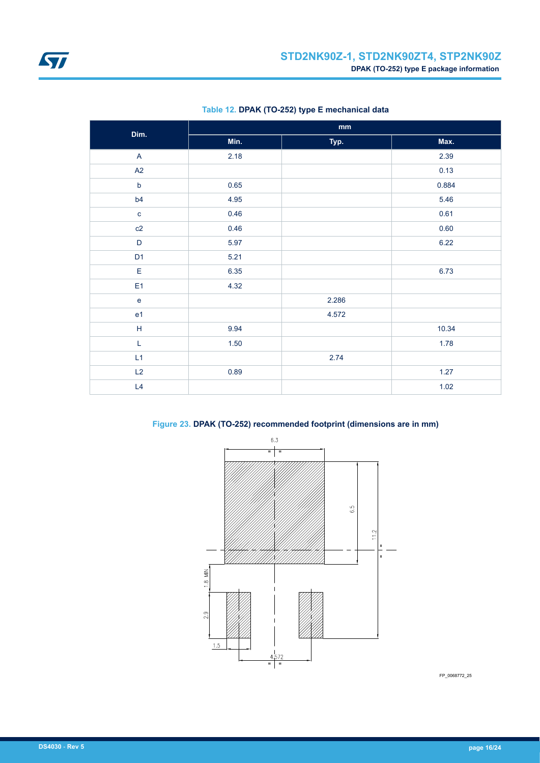**Table 12. DPAK (TO-252) type E mechanical data**

| Dim. | mm | | |
|---|---|---|---|
| | Min. | Typ. | Max. |
| A | 2.18 | | 2.39 |
| A2 | | | 0.13 |
| b | 0.65 | | 0.884 |
| b4 | 4.95 | | 5.46 |
| c | 0.46 | | 0.61 |
| c2 | 0.46 | | 0.60 |
| D | 5.97 | | 6.22 |
| D1 | 5.21 | | |
| E | 6.35 | | 6.73 |
| E1 | 4.32 | | |
| e | | 2.286 | |
| e1 | | 4.572 | |
| H | 9.94 | | 10.34 |
| L | 1.50 | | 1.78 |
| L1 | | 2.74 | |
| L2 | 0.89 | | 1.27 |
| L4 | | | 1.02 |

**Figure 23. DPAK (TO-252) recommended footprint (dimensions are in mm)**

6.3

6.5

11.2

1.8 MIN.

2.9

1.5

4.572

FP_0068772_25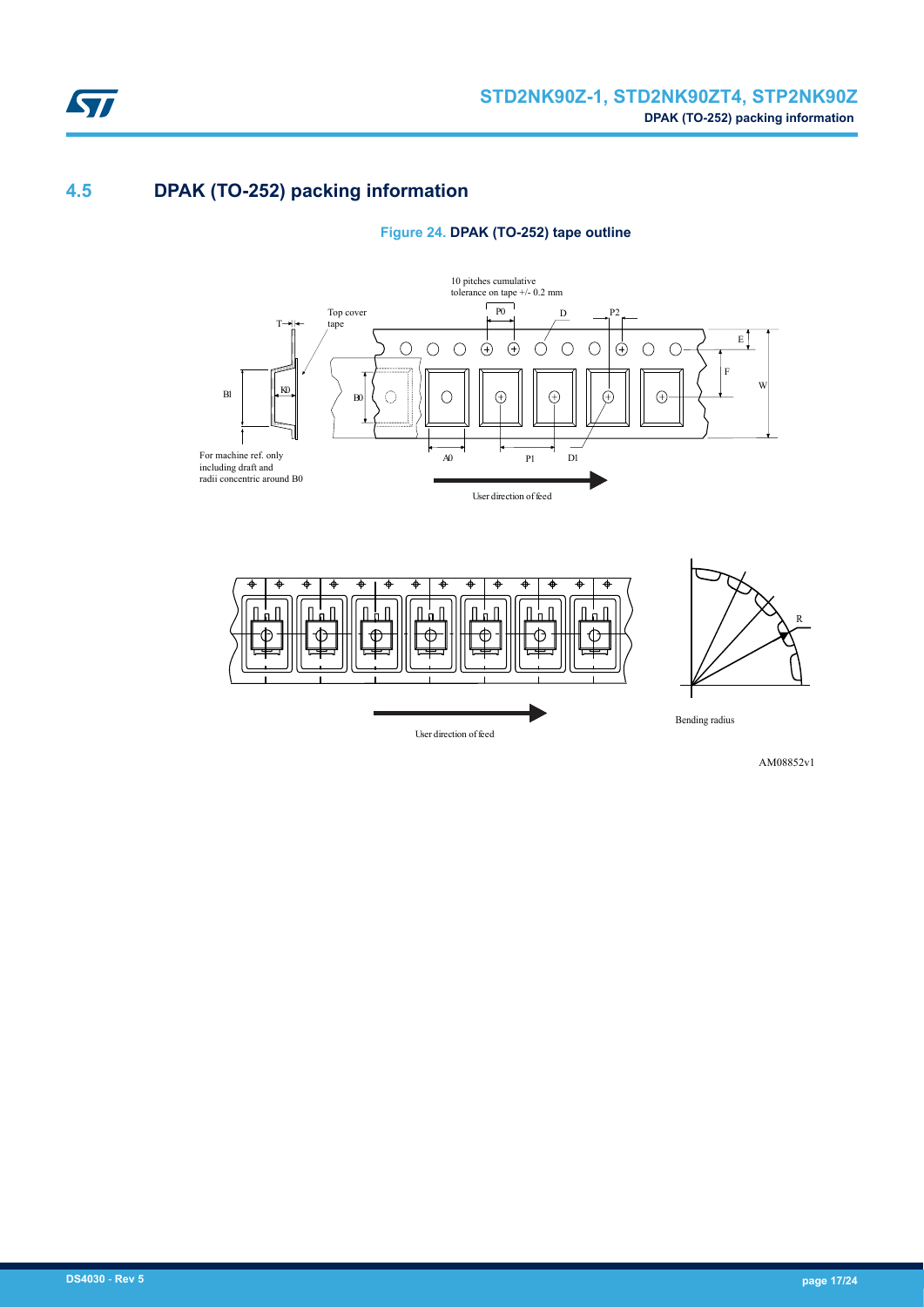## 4.5 DPAK (TO-252) packing information

**Figure 24. DPAK (TO-252) tape outline**

10 pitches cumulative tolerance on tape +/- 0.2 mm

Top cover tape

For machine ref. only including draft and radii concentric around B0

User direction of feed

Bending radius

AM08852v1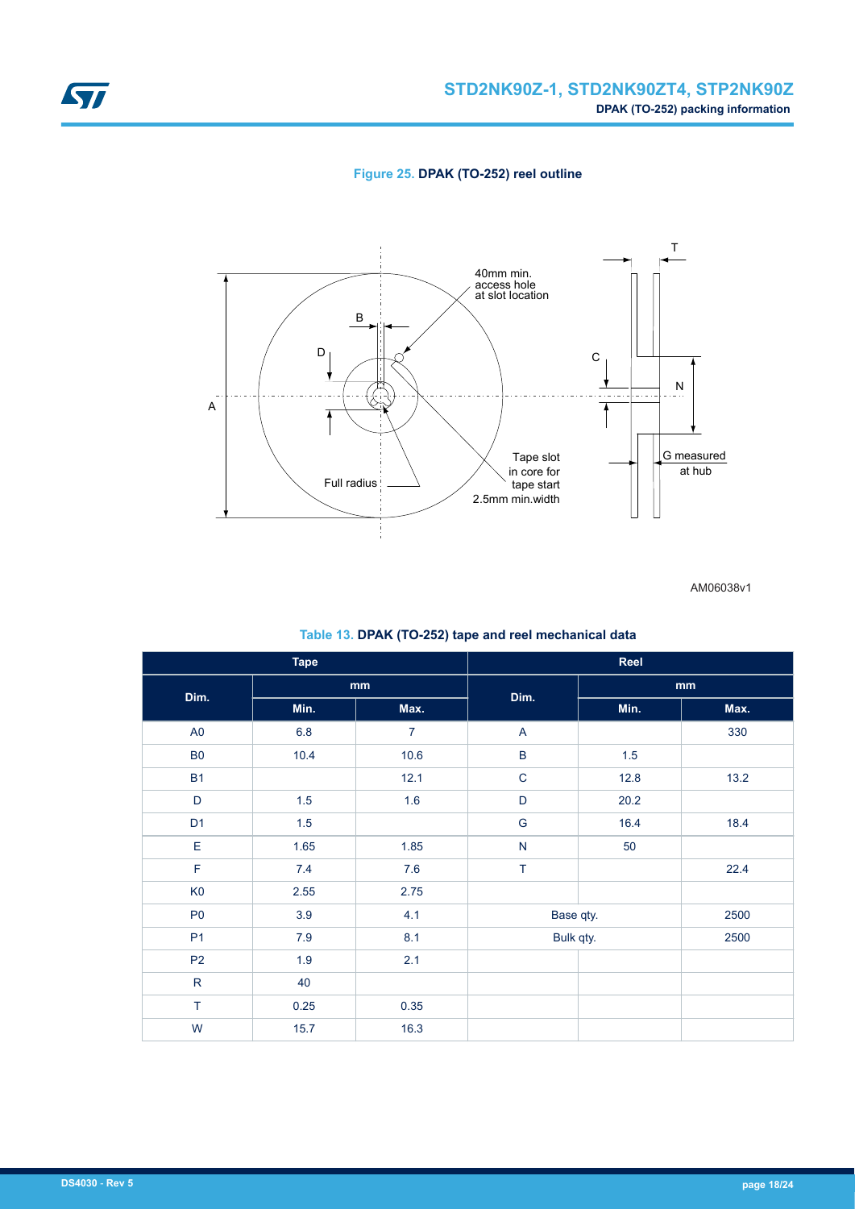**Figure 25. DPAK (TO-252) reel outline**

40mm min. access hole at slot location

Tape slot in core for tape start 2.5mm min.width

Full radius

G measured at hub

AM06038v1

**Table 13. DPAK (TO-252) tape and reel mechanical data**

| Tape | | | Reel | | |
|---|---|---|---|---|---|
| Dim. | mm | | Dim. | mm | |
| | Min. | Max. | | Min. | Max. |
| A0 | 6.8 | 7 | A | | 330 |
| B0 | 10.4 | 10.6 | B | 1.5 | |
| B1 | | 12.1 | C | 12.8 | 13.2 |
| D | 1.5 | 1.6 | D | 20.2 | |
| D1 | 1.5 | | G | 16.4 | 18.4 |
| E | 1.65 | 1.85 | N | 50 | |
| F | 7.4 | 7.6 | T | | 22.4 |
| K0 | 2.55 | 2.75 | | | |
| P0 | 3.9 | 4.1 | Base qty. | | 2500 |
| P1 | 7.9 | 8.1 | Bulk qty. | | 2500 |
| P2 | 1.9 | 2.1 | | | |
| R | 40 | | | | |
| T | 0.25 | 0.35 | | | |
| W | 15.7 | 16.3 | | | |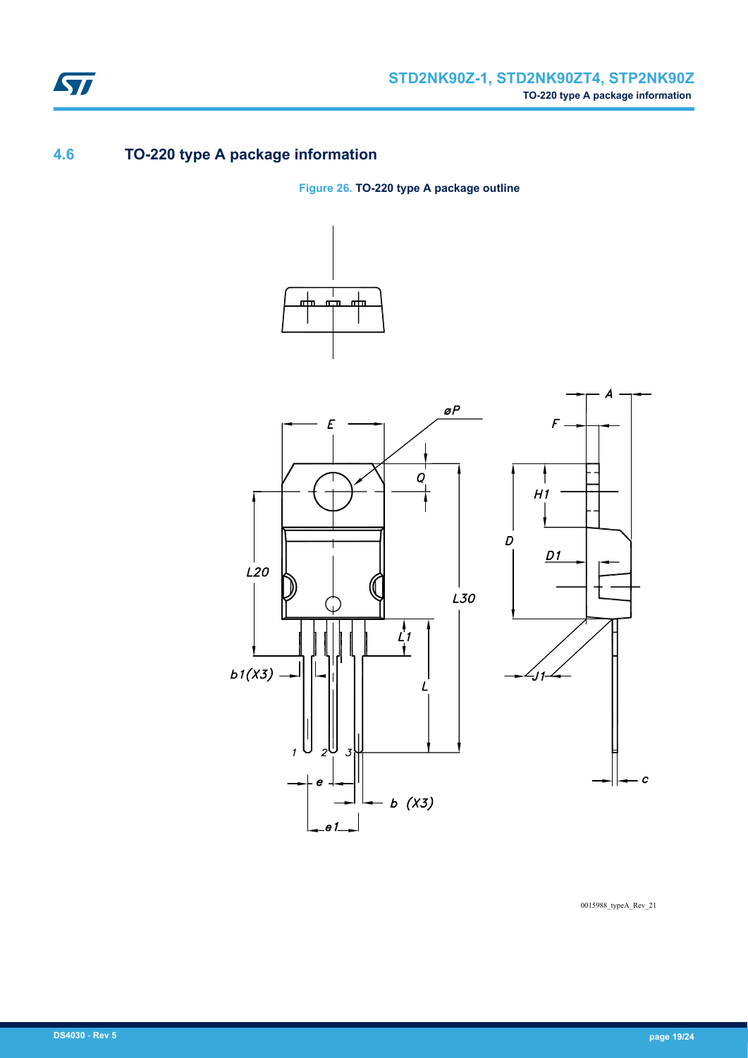## 4.6 TO-220 type A package information

**Figure 26. TO-220 type A package outline**

0015988_typeA_Rev_21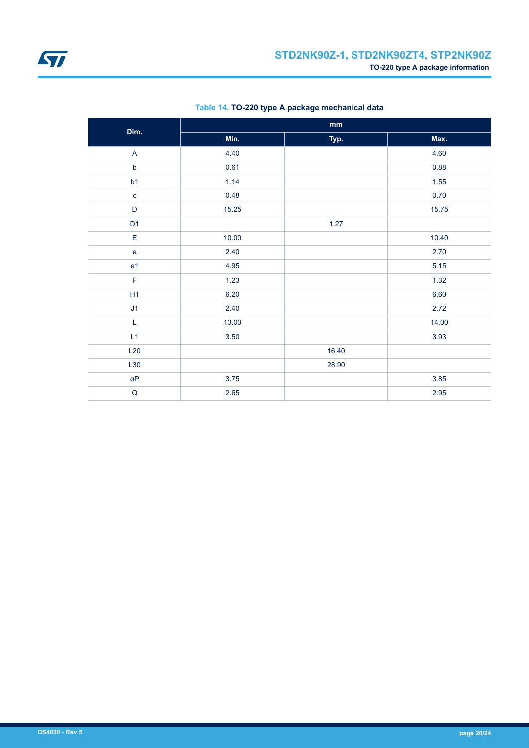**Table 14. TO-220 type A package mechanical data**

| Dim. | mm | | |
|---|---|---|---|
| | Min. | Typ. | Max. |
| A | 4.40 | | 4.60 |
| b | 0.61 | | 0.88 |
| b1 | 1.14 | | 1.55 |
| c | 0.48 | | 0.70 |
| D | 15.25 | | 15.75 |
| D1 | | 1.27 | |
| E | 10.00 | | 10.40 |
| e | 2.40 | | 2.70 |
| e1 | 4.95 | | 5.15 |
| F | 1.23 | | 1.32 |
| H1 | 6.20 | | 6.60 |
| J1 | 2.40 | | 2.72 |
| L | 13.00 | | 14.00 |
| L1 | 3.50 | | 3.93 |
| L20 | | 16.40 | |
| L30 | | 28.90 | |
| øP | 3.75 | | 3.85 |
| Q | 2.65 | | 2.95 |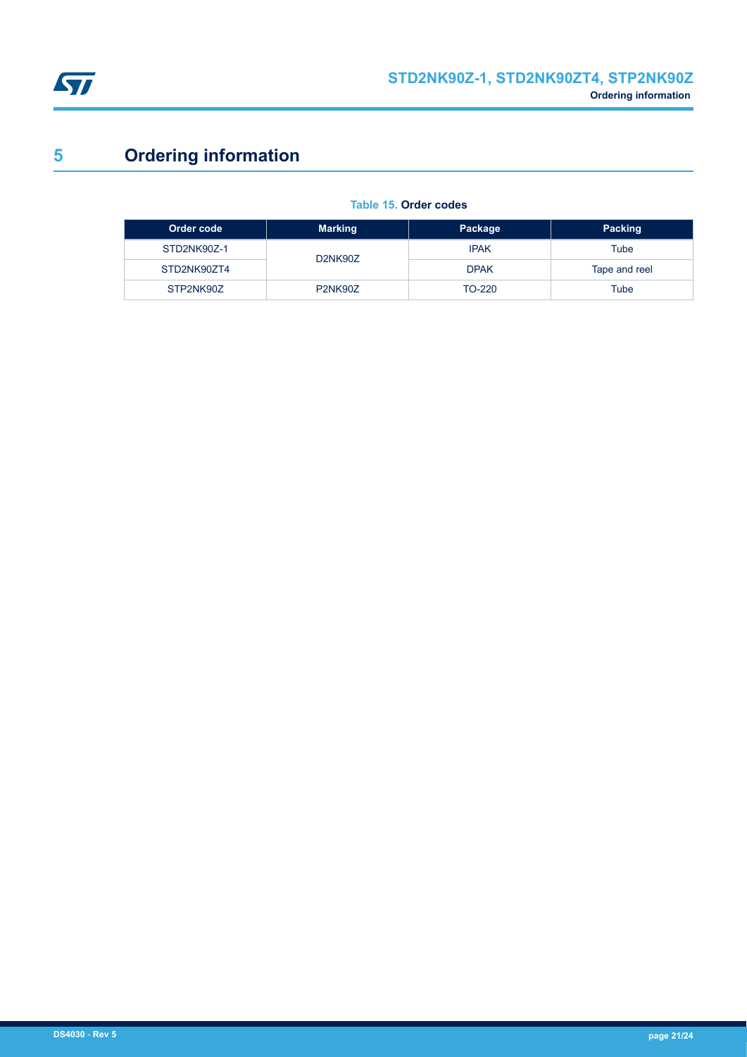# 5 Ordering information

**Table 15. Order codes**

| Order code | Marking | Package | Packing |
|---|---|---|---|
| STD2NK90Z-1 | D2NK90Z | IPAK | Tube |
| STD2NK90ZT4 | | DPAK | Tape and reel |
| STP2NK90Z | P2NK90Z | TO-220 | Tube |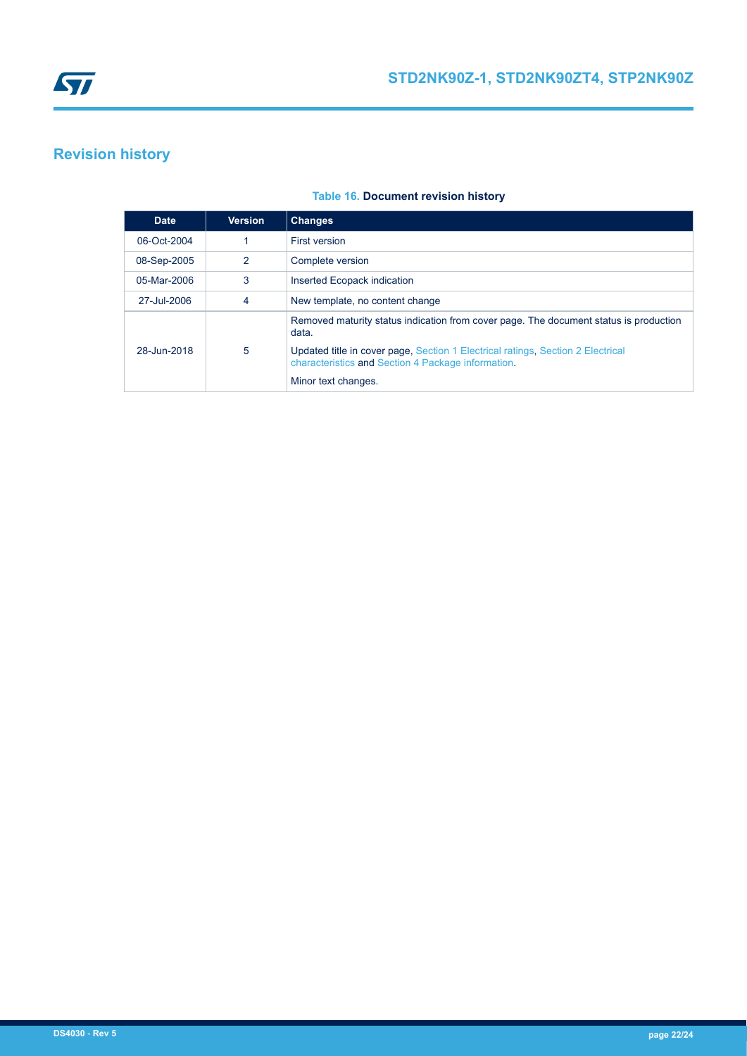# Revision history

**Table 16. Document revision history**

| Date | Version | Changes |
| --- | --- | --- |
| 06-Oct-2004 | 1 | First version |
| 08-Sep-2005 | 2 | Complete version |
| 05-Mar-2006 | 3 | Inserted Ecopack indication |
| 27-Jul-2006 | 4 | New template, no content change |
| 28-Jun-2018 | 5 | Removed maturity status indication from cover page. The document status is production data.<br><br>Updated title in cover page, Section 1 Electrical ratings, Section 2 Electrical characteristics and Section 4 Package information.<br><br>Minor text changes. |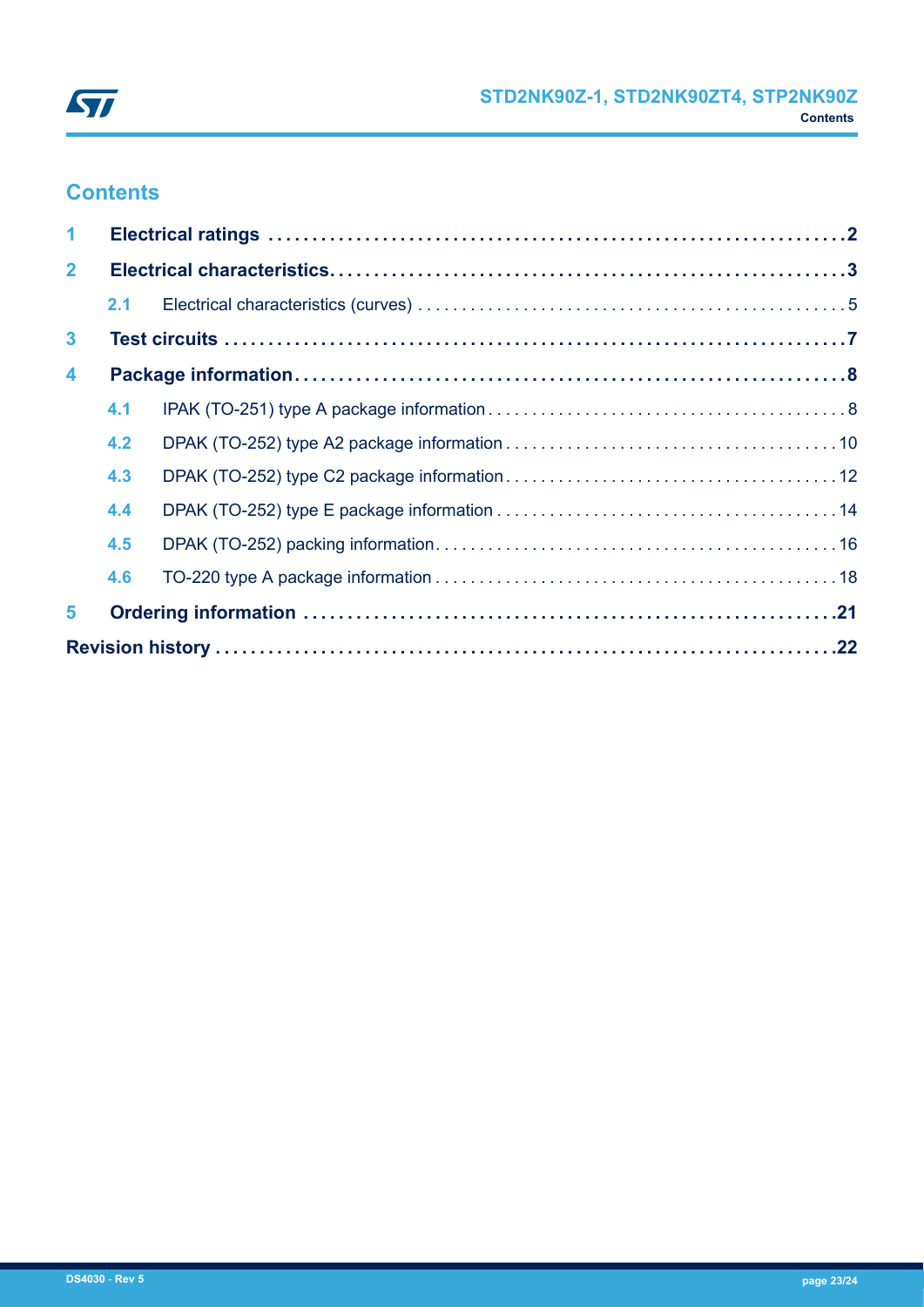# Contents

| | | |
|---|---|---|
| **1** | **Electrical ratings** | **2** |
| **2** | **Electrical characteristics** | **3** |
| 2.1 | Electrical characteristics (curves) | 5 |
| **3** | **Test circuits** | **7** |
| **4** | **Package information** | **8** |
| 4.1 | IPAK (TO-251) type A package information | 8 |
| 4.2 | DPAK (TO-252) type A2 package information | 10 |
| 4.3 | DPAK (TO-252) type C2 package information | 12 |
| 4.4 | DPAK (TO-252) type E package information | 14 |
| 4.5 | DPAK (TO-252) packing information | 16 |
| 4.6 | TO-220 type A package information | 18 |
| **5** | **Ordering information** | **21** |
| | **Revision history** | **22** |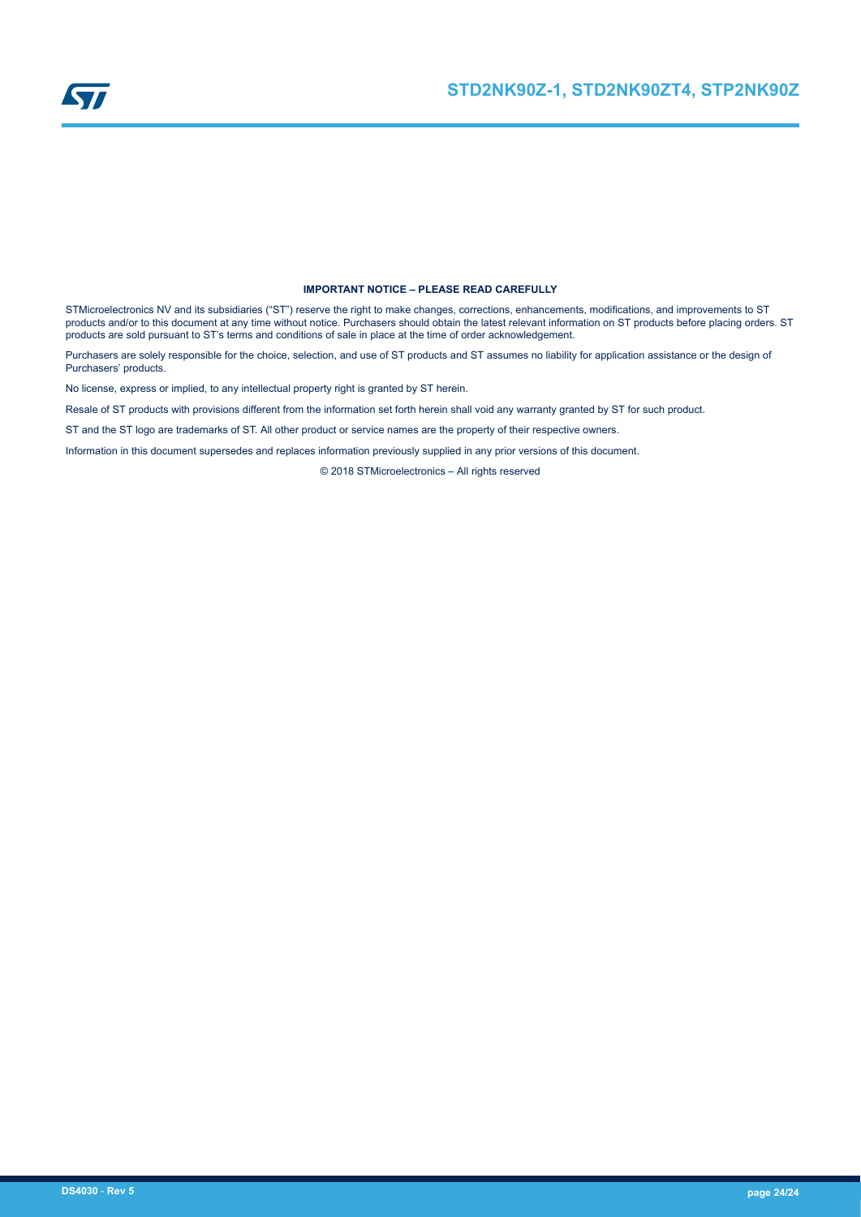**IMPORTANT NOTICE – PLEASE READ CAREFULLY**

STMicroelectronics NV and its subsidiaries (“ST”) reserve the right to make changes, corrections, enhancements, modifications, and improvements to ST products and/or to this document at any time without notice. Purchasers should obtain the latest relevant information on ST products before placing orders. ST products are sold pursuant to ST’s terms and conditions of sale in place at the time of order acknowledgement.

Purchasers are solely responsible for the choice, selection, and use of ST products and ST assumes no liability for application assistance or the design of Purchasers’ products.

No license, express or implied, to any intellectual property right is granted by ST herein.

Resale of ST products with provisions different from the information set forth herein shall void any warranty granted by ST for such product.

ST and the ST logo are trademarks of ST. All other product or service names are the property of their respective owners.

Information in this document supersedes and replaces information previously supplied in any prior versions of this document.

© 2018 STMicroelectronics – All rights reserved